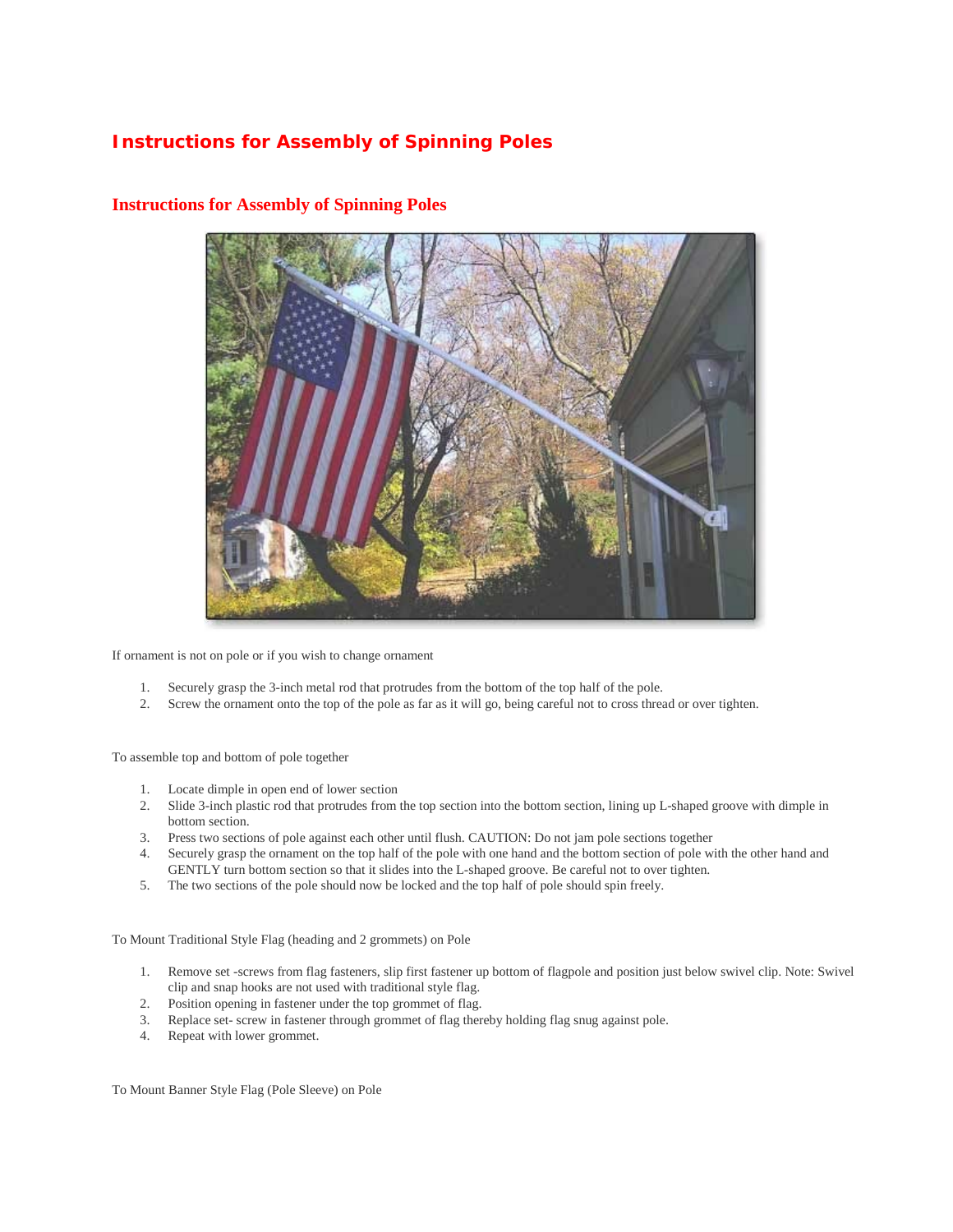# Instructions for Assembly of Spinning Poles

## Instructions for Assembly of Spinning Poles

If ornament is not on pole or if you wish to change ornament

1. Securely grasp the 3-inch metal rod that protrudes from the bottom of the top half of the pole.
2. Screw the ornament onto the top of the pole as far as it will go, being careful not to cross thread or over tighten.

To assemble top and bottom of pole together

1. Locate dimple in open end of lower section
2. Slide 3-inch plastic rod that protrudes from the top section into the bottom section, lining up L-shaped groove with dimple in bottom section.
3. Press two sections of pole against each other until flush. CAUTION: Do not jam pole sections together
4. Securely grasp the ornament on the top half of the pole with one hand and the bottom section of pole with the other hand and GENTLY turn bottom section so that it slides into the L-shaped groove. Be careful not to over tighten.
5. The two sections of the pole should now be locked and the top half of pole should spin freely.

To Mount Traditional Style Flag (heading and 2 grommets) on Pole

1. Remove set -screws from flag fasteners, slip first fastener up bottom of flagpole and position just below swivel clip. Note: Swivel clip and snap hooks are not used with traditional style flag.
2. Position opening in fastener under the top grommet of flag.
3. Replace set- screw in fastener through grommet of flag thereby holding flag snug against pole.
4. Repeat with lower grommet.

To Mount Banner Style Flag (Pole Sleeve) on Pole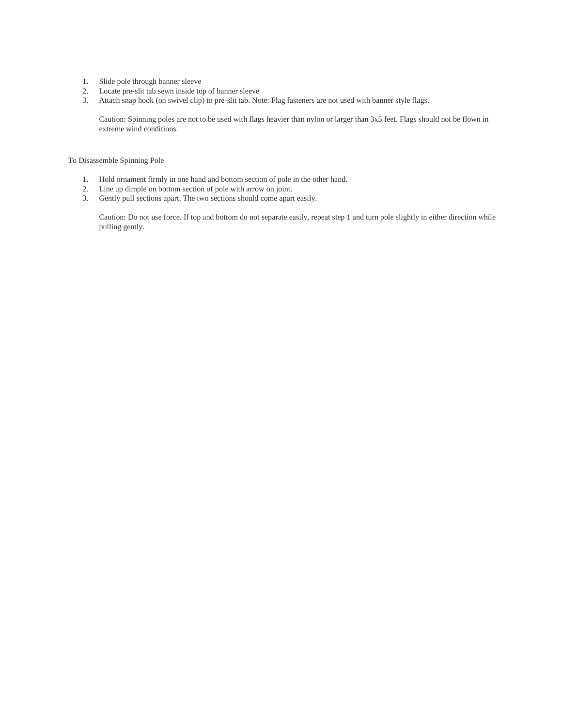1. Slide pole through banner sleeve
2. Locate pre-slit tab sewn inside top of banner sleeve
3. Attach snap hook (on swivel clip) to pre-slit tab. Note: Flag fasteners are not used with banner style flags.

   Caution: Spinning poles are not to be used with flags heavier than nylon or larger than 3x5 feet. Flags should not be flown in extreme wind conditions.

To Disassemble Spinning Pole

1. Hold ornament firmly in one hand and bottom section of pole in the other hand.
2. Line up dimple on bottom section of pole with arrow on joint.
3. Gently pull sections apart. The two sections should come apart easily.

   Caution: Do not use force. If top and bottom do not separate easily, repeat step 1 and turn pole slightly in either direction while pulling gently.